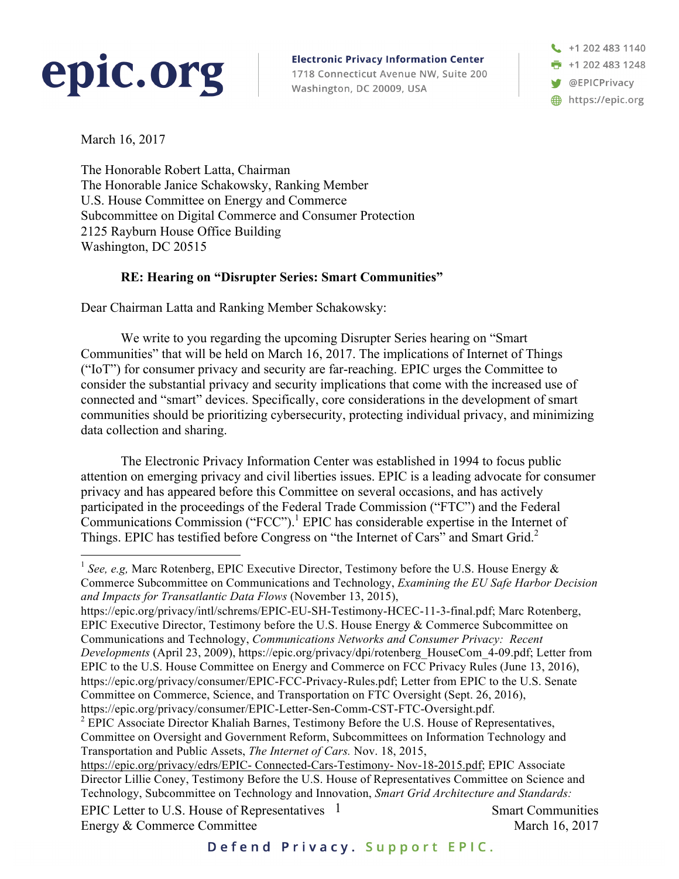**epic.org**

**Electronic Privacy Information Center**
1718 Connecticut Avenue NW, Suite 200
Washington, DC 20009, USA

+1 202 483 1140
+1 202 483 1248
@EPICPrivacy
https://epic.org

March 16, 2017

The Honorable Robert Latta, Chairman
The Honorable Janice Schakowsky, Ranking Member
U.S. House Committee on Energy and Commerce
Subcommittee on Digital Commerce and Consumer Protection
2125 Rayburn House Office Building
Washington, DC 20515

**RE: Hearing on "Disrupter Series: Smart Communities"**

Dear Chairman Latta and Ranking Member Schakowsky:

We write to you regarding the upcoming Disrupter Series hearing on "Smart Communities" that will be held on March 16, 2017. The implications of Internet of Things ("IoT") for consumer privacy and security are far-reaching. EPIC urges the Committee to consider the substantial privacy and security implications that come with the increased use of connected and "smart" devices. Specifically, core considerations in the development of smart communities should be prioritizing cybersecurity, protecting individual privacy, and minimizing data collection and sharing.

The Electronic Privacy Information Center was established in 1994 to focus public attention on emerging privacy and civil liberties issues. EPIC is a leading advocate for consumer privacy and has appeared before this Committee on several occasions, and has actively participated in the proceedings of the Federal Trade Commission ("FTC") and the Federal Communications Commission ("FCC").[1] EPIC has considerable expertise in the Internet of Things. EPIC has testified before Congress on "the Internet of Cars" and Smart Grid.[2]

---

[1] *See, e.g,* Marc Rotenberg, EPIC Executive Director, Testimony before the U.S. House Energy & Commerce Subcommittee on Communications and Technology, *Examining the EU Safe Harbor Decision and Impacts for Transatlantic Data Flows* (November 13, 2015), https://epic.org/privacy/intl/schrems/EPIC-EU-SH-Testimony-HCEC-11-3-final.pdf; Marc Rotenberg, EPIC Executive Director, Testimony before the U.S. House Energy & Commerce Subcommittee on Communications and Technology, *Communications Networks and Consumer Privacy: Recent Developments* (April 23, 2009), https://epic.org/privacy/dpi/rotenberg_HouseCom_4-09.pdf; Letter from EPIC to the U.S. House Committee on Energy and Commerce on FCC Privacy Rules (June 13, 2016), https://epic.org/privacy/consumer/EPIC-FCC-Privacy-Rules.pdf; Letter from EPIC to the U.S. Senate Committee on Commerce, Science, and Transportation on FTC Oversight (Sept. 26, 2016), https://epic.org/privacy/consumer/EPIC-Letter-Sen-Comm-CST-FTC-Oversight.pdf.

[2] EPIC Associate Director Khaliah Barnes, Testimony Before the U.S. House of Representatives, Committee on Oversight and Government Reform, Subcommittees on Information Technology and Transportation and Public Assets, *The Internet of Cars.* Nov. 18, 2015, https://epic.org/privacy/edrs/EPIC- Connected-Cars-Testimony- Nov-18-2015.pdf; EPIC Associate Director Lillie Coney, Testimony Before the U.S. House of Representatives Committee on Science and Technology, Subcommittee on Technology and Innovation, *Smart Grid Architecture and Standards:*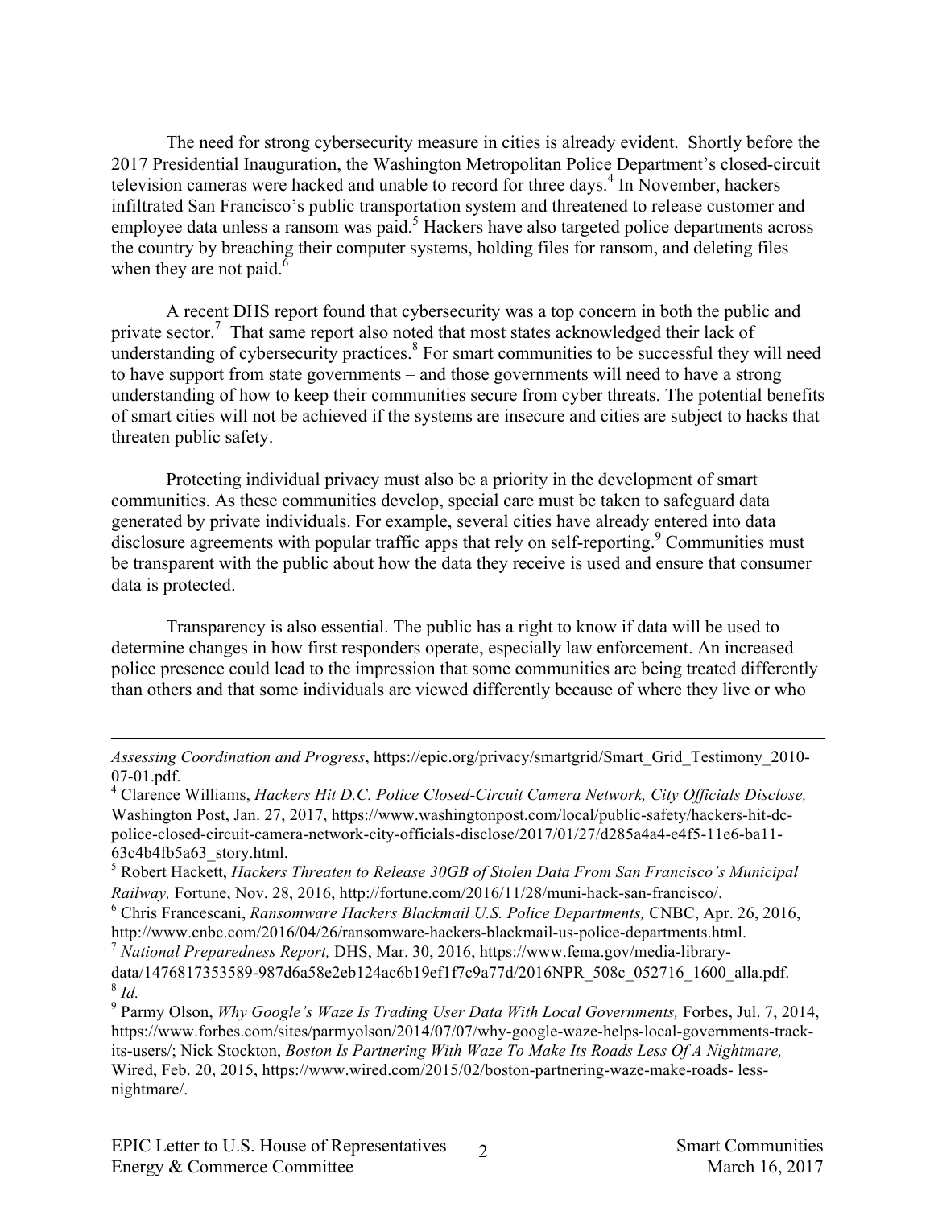The need for strong cybersecurity measure in cities is already evident. Shortly before the 2017 Presidential Inauguration, the Washington Metropolitan Police Department's closed-circuit television cameras were hacked and unable to record for three days.[4] In November, hackers infiltrated San Francisco's public transportation system and threatened to release customer and employee data unless a ransom was paid.[5] Hackers have also targeted police departments across the country by breaching their computer systems, holding files for ransom, and deleting files when they are not paid.[6]

A recent DHS report found that cybersecurity was a top concern in both the public and private sector.[7] That same report also noted that most states acknowledged their lack of understanding of cybersecurity practices.[8] For smart communities to be successful they will need to have support from state governments – and those governments will need to have a strong understanding of how to keep their communities secure from cyber threats. The potential benefits of smart cities will not be achieved if the systems are insecure and cities are subject to hacks that threaten public safety.

Protecting individual privacy must also be a priority in the development of smart communities. As these communities develop, special care must be taken to safeguard data generated by private individuals. For example, several cities have already entered into data disclosure agreements with popular traffic apps that rely on self-reporting.[9] Communities must be transparent with the public about how the data they receive is used and ensure that consumer data is protected.

Transparency is also essential. The public has a right to know if data will be used to determine changes in how first responders operate, especially law enforcement. An increased police presence could lead to the impression that some communities are being treated differently than others and that some individuals are viewed differently because of where they live or who

---

*Assessing Coordination and Progress*, https://epic.org/privacy/smartgrid/Smart_Grid_Testimony_2010-07-01.pdf.

[4] Clarence Williams, *Hackers Hit D.C. Police Closed-Circuit Camera Network, City Officials Disclose,* Washington Post, Jan. 27, 2017, https://www.washingtonpost.com/local/public-safety/hackers-hit-dc-police-closed-circuit-camera-network-city-officials-disclose/2017/01/27/d285a4a4-e4f5-11e6-ba11-63c4b4fb5a63_story.html.

[5] Robert Hackett, *Hackers Threaten to Release 30GB of Stolen Data From San Francisco's Municipal Railway,* Fortune, Nov. 28, 2016, http://fortune.com/2016/11/28/muni-hack-san-francisco/.

[6] Chris Francescani, *Ransomware Hackers Blackmail U.S. Police Departments,* CNBC, Apr. 26, 2016, http://www.cnbc.com/2016/04/26/ransomware-hackers-blackmail-us-police-departments.html.

[7] *National Preparedness Report,* DHS, Mar. 30, 2016, https://www.fema.gov/media-library-data/1476817353589-987d6a58e2eb124ac6b19ef1f7c9a77d/2016NPR_508c_052716_1600_alla.pdf.

[8] *Id.*

[9] Parmy Olson, *Why Google's Waze Is Trading User Data With Local Governments,* Forbes, Jul. 7, 2014, https://www.forbes.com/sites/parmyolson/2014/07/07/why-google-waze-helps-local-governments-track-its-users/; Nick Stockton, *Boston Is Partnering With Waze To Make Its Roads Less Of A Nightmare,* Wired, Feb. 20, 2015, https://www.wired.com/2015/02/boston-partnering-waze-make-roads- less-nightmare/.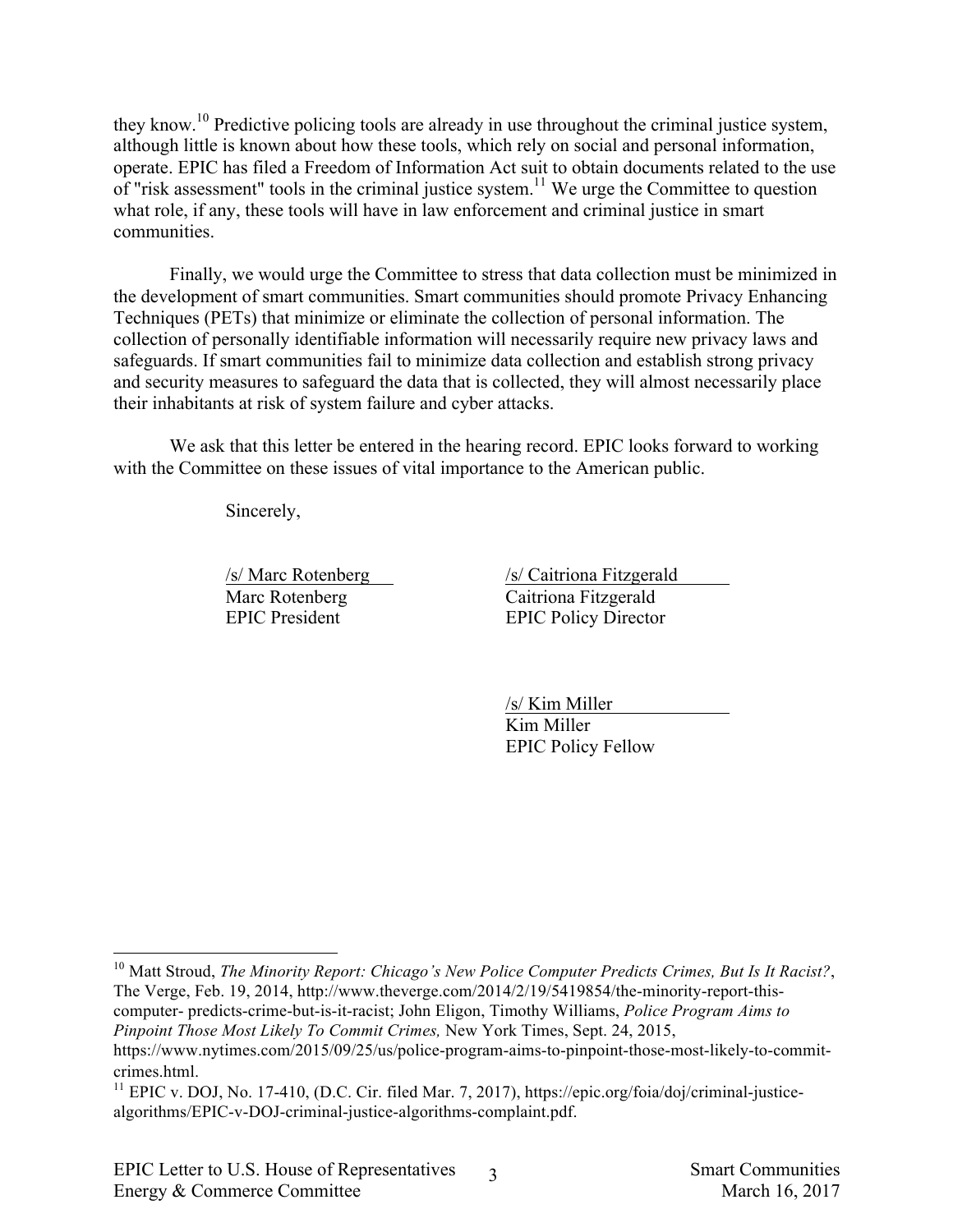they know.[10] Predictive policing tools are already in use throughout the criminal justice system, although little is known about how these tools, which rely on social and personal information, operate. EPIC has filed a Freedom of Information Act suit to obtain documents related to the use of "risk assessment" tools in the criminal justice system.[11] We urge the Committee to question what role, if any, these tools will have in law enforcement and criminal justice in smart communities.

Finally, we would urge the Committee to stress that data collection must be minimized in the development of smart communities. Smart communities should promote Privacy Enhancing Techniques (PETs) that minimize or eliminate the collection of personal information. The collection of personally identifiable information will necessarily require new privacy laws and safeguards. If smart communities fail to minimize data collection and establish strong privacy and security measures to safeguard the data that is collected, they will almost necessarily place their inhabitants at risk of system failure and cyber attacks.

We ask that this letter be entered in the hearing record. EPIC looks forward to working with the Committee on these issues of vital importance to the American public.

Sincerely,

/s/ Marc Rotenberg
Marc Rotenberg
EPIC President

/s/ Caitriona Fitzgerald
Caitriona Fitzgerald
EPIC Policy Director

/s/ Kim Miller
Kim Miller
EPIC Policy Fellow

---

[10] Matt Stroud, *The Minority Report: Chicago's New Police Computer Predicts Crimes, But Is It Racist?*, The Verge, Feb. 19, 2014, http://www.theverge.com/2014/2/19/5419854/the-minority-report-this-computer- predicts-crime-but-is-it-racist; John Eligon, Timothy Williams, *Police Program Aims to Pinpoint Those Most Likely To Commit Crimes,* New York Times, Sept. 24, 2015, https://www.nytimes.com/2015/09/25/us/police-program-aims-to-pinpoint-those-most-likely-to-commit-crimes.html.

[11] EPIC v. DOJ, No. 17-410, (D.C. Cir. filed Mar. 7, 2017), https://epic.org/foia/doj/criminal-justice-algorithms/EPIC-v-DOJ-criminal-justice-algorithms-complaint.pdf.